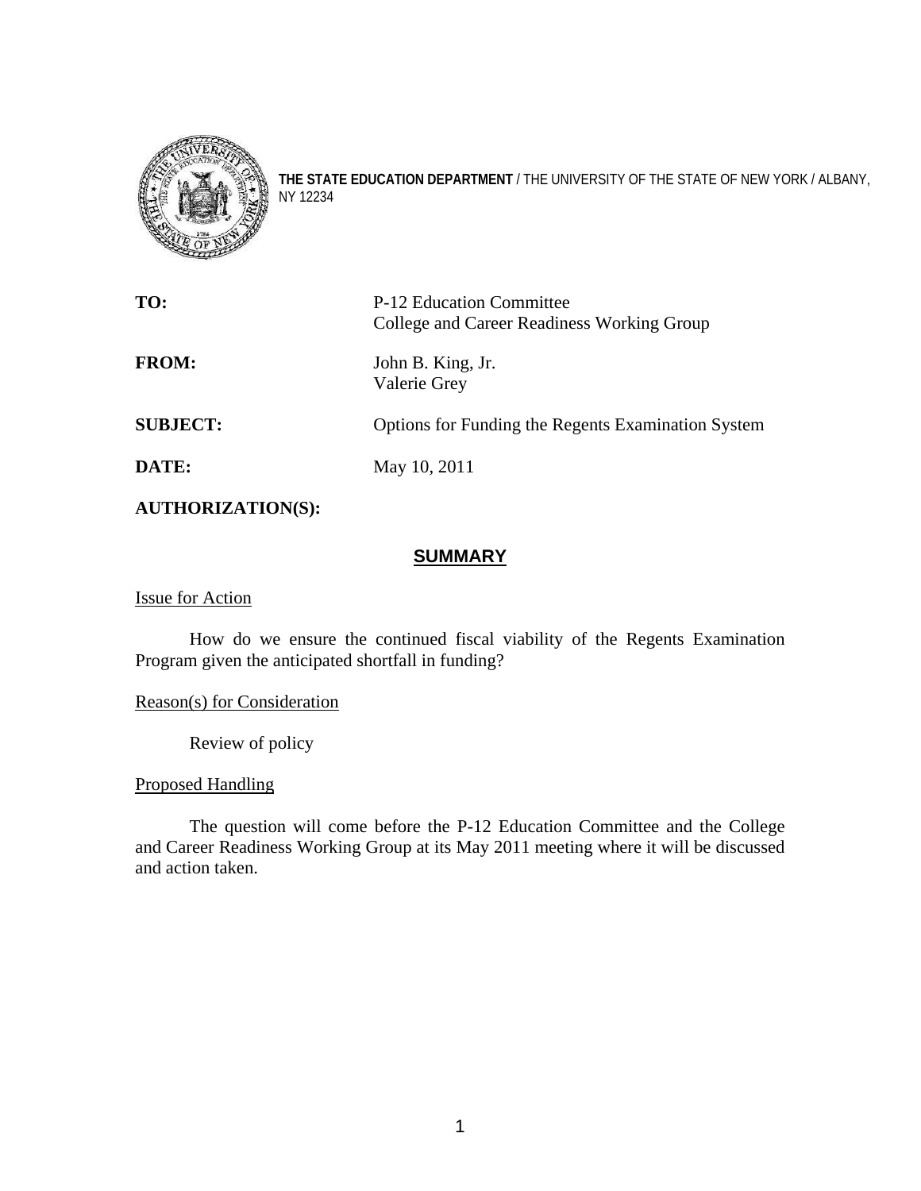**THE STATE EDUCATION DEPARTMENT** / THE UNIVERSITY OF THE STATE OF NEW YORK / ALBANY, NY 12234

| | |
|---|---|
| **TO:** | P-12 Education Committee<br>College and Career Readiness Working Group |
| **FROM:** | John B. King, Jr.<br>Valerie Grey |
| **SUBJECT:** | Options for Funding the Regents Examination System |
| **DATE:** | May 10, 2011 |
| **AUTHORIZATION(S):** | |

## SUMMARY

Issue for Action

How do we ensure the continued fiscal viability of the Regents Examination Program given the anticipated shortfall in funding?

Reason(s) for Consideration

Review of policy

Proposed Handling

The question will come before the P-12 Education Committee and the College and Career Readiness Working Group at its May 2011 meeting where it will be discussed and action taken.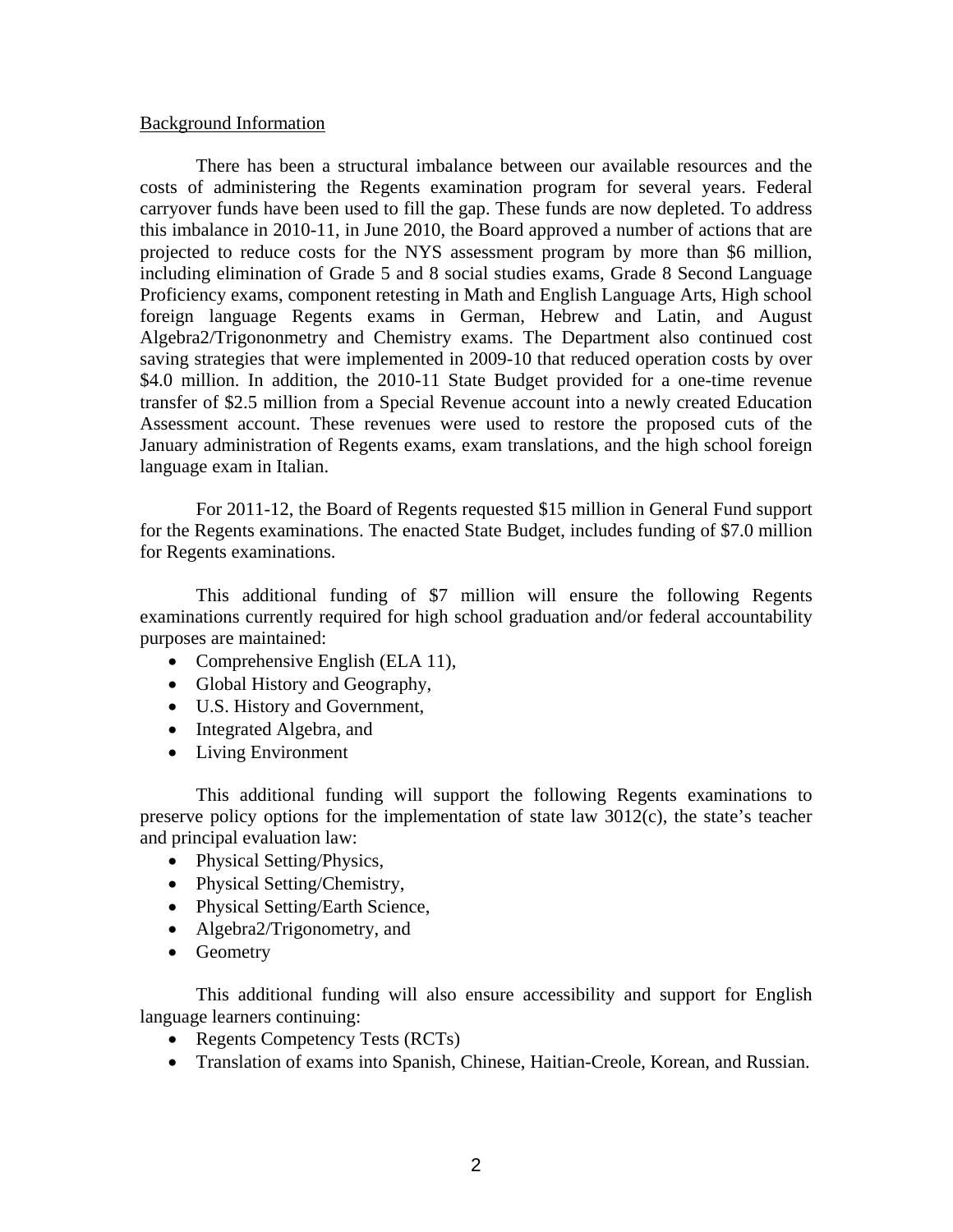Background Information

There has been a structural imbalance between our available resources and the costs of administering the Regents examination program for several years. Federal carryover funds have been used to fill the gap. These funds are now depleted. To address this imbalance in 2010-11, in June 2010, the Board approved a number of actions that are projected to reduce costs for the NYS assessment program by more than $6 million, including elimination of Grade 5 and 8 social studies exams, Grade 8 Second Language Proficiency exams, component retesting in Math and English Language Arts, High school foreign language Regents exams in German, Hebrew and Latin, and August Algebra2/Trigononmetry and Chemistry exams. The Department also continued cost saving strategies that were implemented in 2009-10 that reduced operation costs by over $4.0 million. In addition, the 2010-11 State Budget provided for a one-time revenue transfer of $2.5 million from a Special Revenue account into a newly created Education Assessment account. These revenues were used to restore the proposed cuts of the January administration of Regents exams, exam translations, and the high school foreign language exam in Italian.

For 2011-12, the Board of Regents requested $15 million in General Fund support for the Regents examinations. The enacted State Budget, includes funding of $7.0 million for Regents examinations.

This additional funding of $7 million will ensure the following Regents examinations currently required for high school graduation and/or federal accountability purposes are maintained:

- Comprehensive English (ELA 11),
- Global History and Geography,
- U.S. History and Government,
- Integrated Algebra, and
- Living Environment

This additional funding will support the following Regents examinations to preserve policy options for the implementation of state law 3012(c), the state's teacher and principal evaluation law:

- Physical Setting/Physics,
- Physical Setting/Chemistry,
- Physical Setting/Earth Science,
- Algebra2/Trigonometry, and
- Geometry

This additional funding will also ensure accessibility and support for English language learners continuing:

- Regents Competency Tests (RCTs)
- Translation of exams into Spanish, Chinese, Haitian-Creole, Korean, and Russian.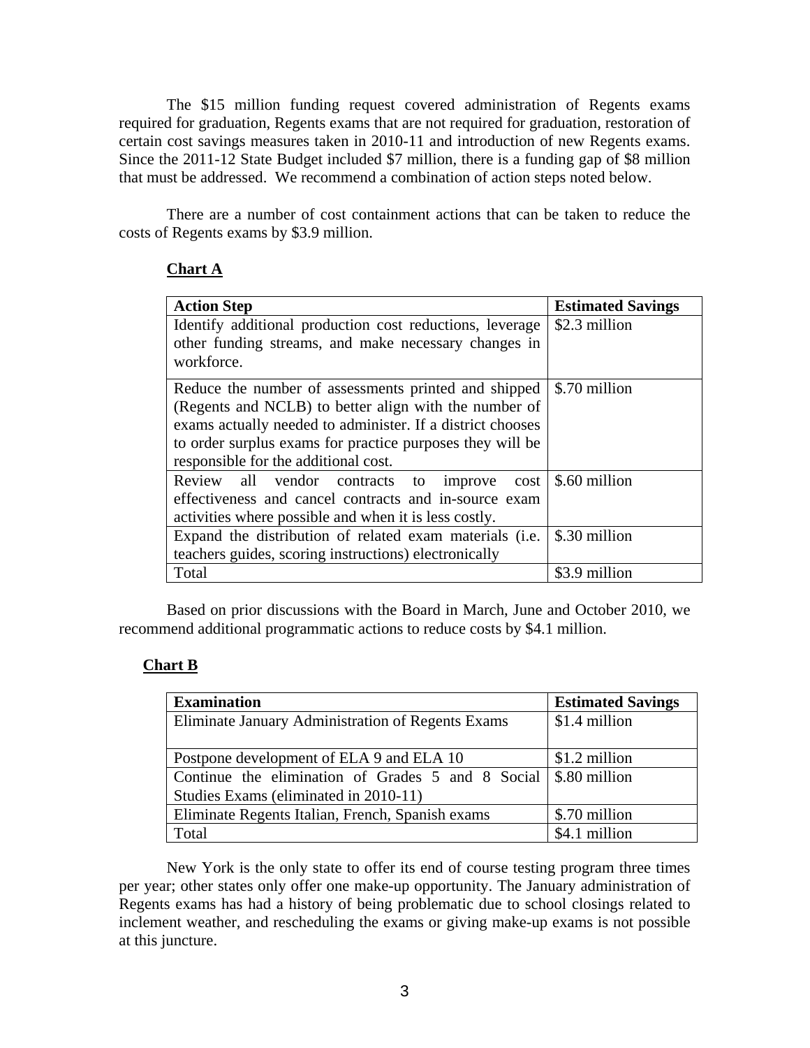The $15 million funding request covered administration of Regents exams required for graduation, Regents exams that are not required for graduation, restoration of certain cost savings measures taken in 2010-11 and introduction of new Regents exams. Since the 2011-12 State Budget included $7 million, there is a funding gap of $8 million that must be addressed. We recommend a combination of action steps noted below.

There are a number of cost containment actions that can be taken to reduce the costs of Regents exams by $3.9 million.

**Chart A**

| **Action Step** | **Estimated Savings** |
|---|---|
| Identify additional production cost reductions, leverage other funding streams, and make necessary changes in workforce. | $2.3 million |
| Reduce the number of assessments printed and shipped (Regents and NCLB) to better align with the number of exams actually needed to administer. If a district chooses to order surplus exams for practice purposes they will be responsible for the additional cost. | $.70 million |
| Review all vendor contracts to improve cost effectiveness and cancel contracts and in-source exam activities where possible and when it is less costly. | $.60 million |
| Expand the distribution of related exam materials (i.e. teachers guides, scoring instructions) electronically | $.30 million |
| Total | $3.9 million |

Based on prior discussions with the Board in March, June and October 2010, we recommend additional programmatic actions to reduce costs by $4.1 million.

**Chart B**

| **Examination** | **Estimated Savings** |
|---|---|
| Eliminate January Administration of Regents Exams | $1.4 million |
| Postpone development of ELA 9 and ELA 10 | $1.2 million |
| Continue the elimination of Grades 5 and 8 Social Studies Exams (eliminated in 2010-11) | $.80 million |
| Eliminate Regents Italian, French, Spanish exams | $.70 million |
| Total | $4.1 million |

New York is the only state to offer its end of course testing program three times per year; other states only offer one make-up opportunity. The January administration of Regents exams has had a history of being problematic due to school closings related to inclement weather, and rescheduling the exams or giving make-up exams is not possible at this juncture.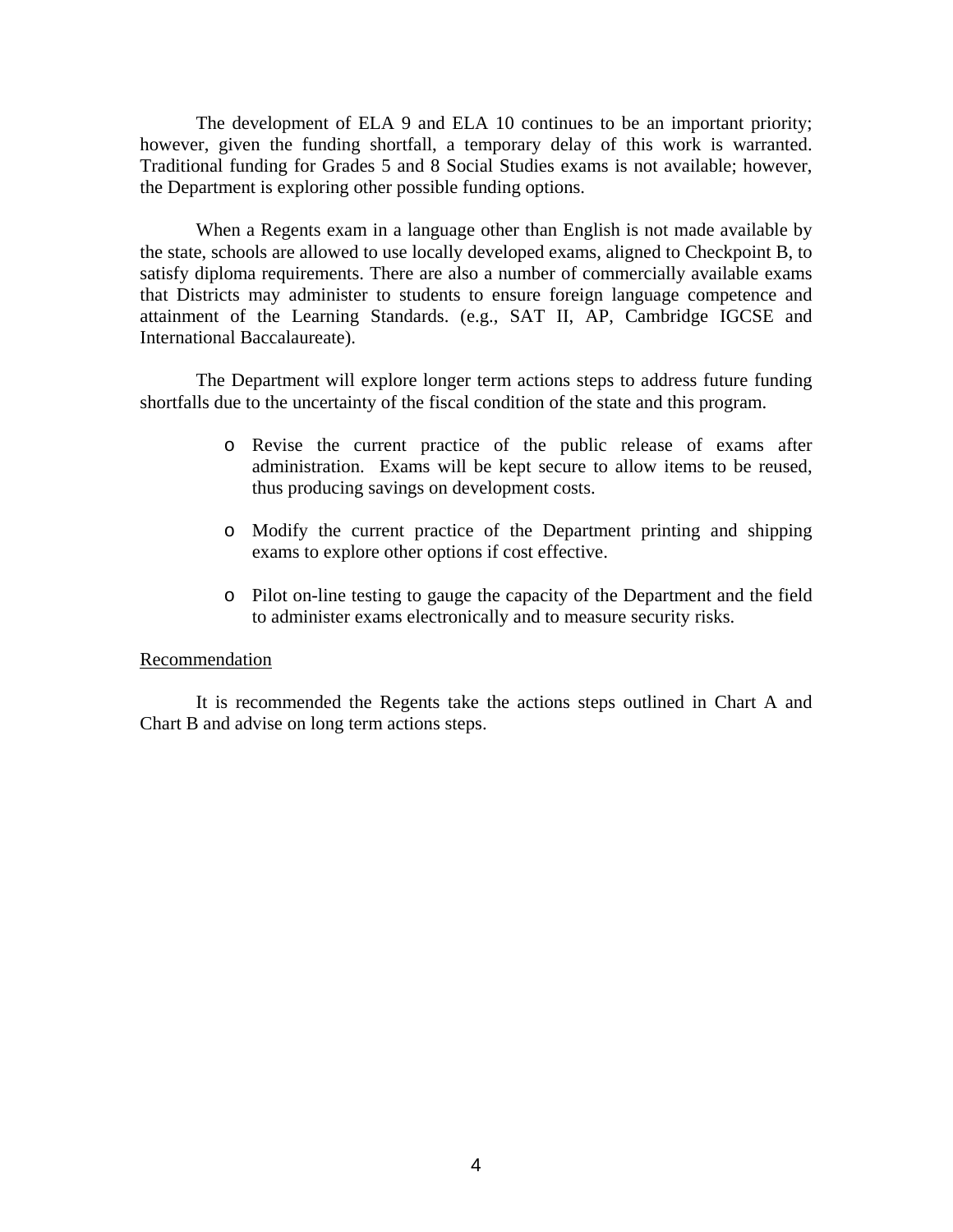The development of ELA 9 and ELA 10 continues to be an important priority; however, given the funding shortfall, a temporary delay of this work is warranted. Traditional funding for Grades 5 and 8 Social Studies exams is not available; however, the Department is exploring other possible funding options.

When a Regents exam in a language other than English is not made available by the state, schools are allowed to use locally developed exams, aligned to Checkpoint B, to satisfy diploma requirements. There are also a number of commercially available exams that Districts may administer to students to ensure foreign language competence and attainment of the Learning Standards. (e.g., SAT II, AP, Cambridge IGCSE and International Baccalaureate).

The Department will explore longer term actions steps to address future funding shortfalls due to the uncertainty of the fiscal condition of the state and this program.

- Revise the current practice of the public release of exams after administration. Exams will be kept secure to allow items to be reused, thus producing savings on development costs.
- Modify the current practice of the Department printing and shipping exams to explore other options if cost effective.
- Pilot on-line testing to gauge the capacity of the Department and the field to administer exams electronically and to measure security risks.

Recommendation

It is recommended the Regents take the actions steps outlined in Chart A and Chart B and advise on long term actions steps.